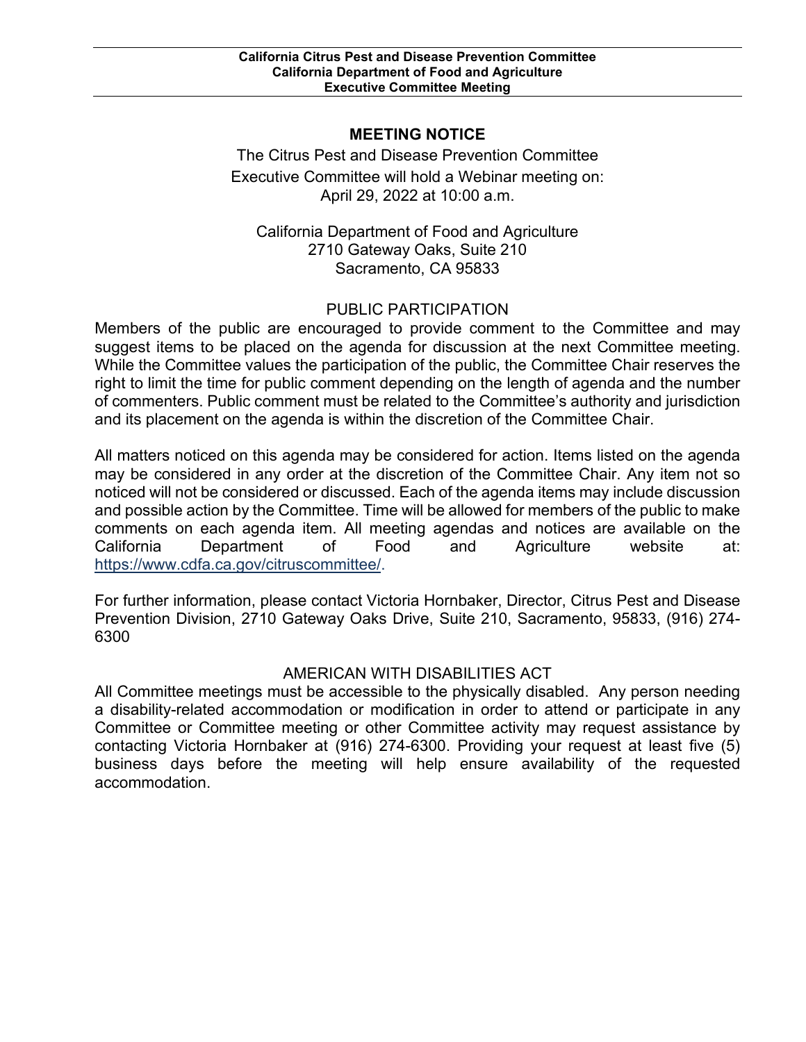**California Citrus Pest and Disease Prevention Committee**
**California Department of Food and Agriculture**
**Executive Committee Meeting**

## MEETING NOTICE

The Citrus Pest and Disease Prevention Committee
Executive Committee will hold a Webinar meeting on:
April 29, 2022 at 10:00 a.m.

California Department of Food and Agriculture
2710 Gateway Oaks, Suite 210
Sacramento, CA 95833

### PUBLIC PARTICIPATION

Members of the public are encouraged to provide comment to the Committee and may suggest items to be placed on the agenda for discussion at the next Committee meeting. While the Committee values the participation of the public, the Committee Chair reserves the right to limit the time for public comment depending on the length of agenda and the number of commenters. Public comment must be related to the Committee's authority and jurisdiction and its placement on the agenda is within the discretion of the Committee Chair.

All matters noticed on this agenda may be considered for action. Items listed on the agenda may be considered in any order at the discretion of the Committee Chair. Any item not so noticed will not be considered or discussed. Each of the agenda items may include discussion and possible action by the Committee. Time will be allowed for members of the public to make comments on each agenda item. All meeting agendas and notices are available on the California Department of Food and Agriculture website at: https://www.cdfa.ca.gov/citruscommittee/.

For further information, please contact Victoria Hornbaker, Director, Citrus Pest and Disease Prevention Division, 2710 Gateway Oaks Drive, Suite 210, Sacramento, 95833, (916) 274-6300

### AMERICAN WITH DISABILITIES ACT

All Committee meetings must be accessible to the physically disabled. Any person needing a disability-related accommodation or modification in order to attend or participate in any Committee or Committee meeting or other Committee activity may request assistance by contacting Victoria Hornbaker at (916) 274-6300. Providing your request at least five (5) business days before the meeting will help ensure availability of the requested accommodation.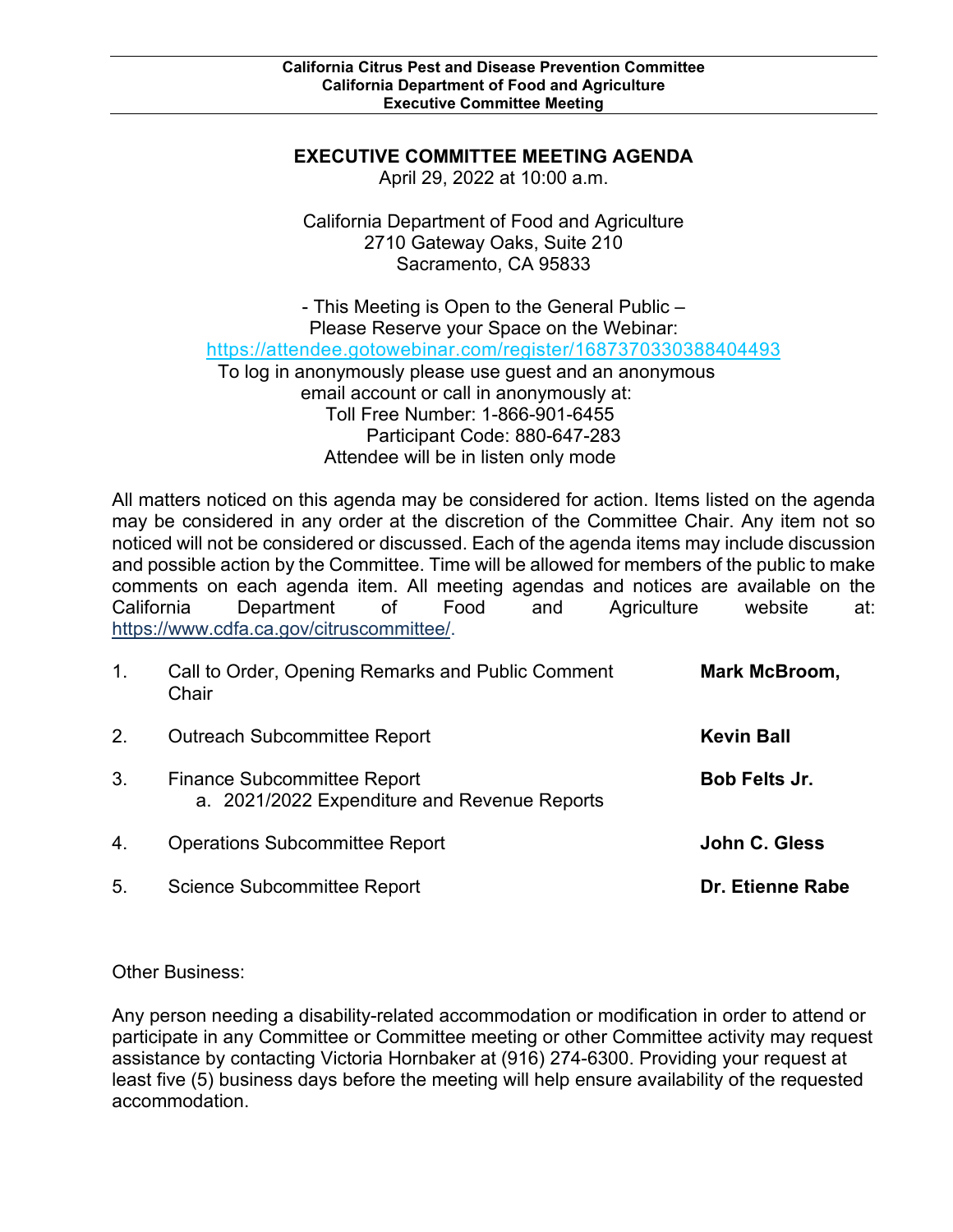**California Citrus Pest and Disease Prevention Committee**
**California Department of Food and Agriculture**
**Executive Committee Meeting**

# EXECUTIVE COMMITTEE MEETING AGENDA

April 29, 2022 at 10:00 a.m.

California Department of Food and Agriculture
2710 Gateway Oaks, Suite 210
Sacramento, CA 95833

- This Meeting is Open to the General Public –
Please Reserve your Space on the Webinar:
https://attendee.gotowebinar.com/register/1687370330388404493
To log in anonymously please use guest and an anonymous email account or call in anonymously at:
Toll Free Number: 1-866-901-6455
Participant Code: 880-647-283
Attendee will be in listen only mode

All matters noticed on this agenda may be considered for action. Items listed on the agenda may be considered in any order at the discretion of the Committee Chair. Any item not so noticed will not be considered or discussed. Each of the agenda items may include discussion and possible action by the Committee. Time will be allowed for members of the public to make comments on each agenda item. All meeting agendas and notices are available on the California Department of Food and Agriculture website at: https://www.cdfa.ca.gov/citruscommittee/.

1. Call to Order, Opening Remarks and Public Comment — **Mark McBroom, Chair**
2. Outreach Subcommittee Report — **Kevin Ball**
3. Finance Subcommittee Report — **Bob Felts Jr.**
   a. 2021/2022 Expenditure and Revenue Reports
4. Operations Subcommittee Report — **John C. Gless**
5. Science Subcommittee Report — **Dr. Etienne Rabe**

Other Business:

Any person needing a disability-related accommodation or modification in order to attend or participate in any Committee or Committee meeting or other Committee activity may request assistance by contacting Victoria Hornbaker at (916) 274-6300. Providing your request at least five (5) business days before the meeting will help ensure availability of the requested accommodation.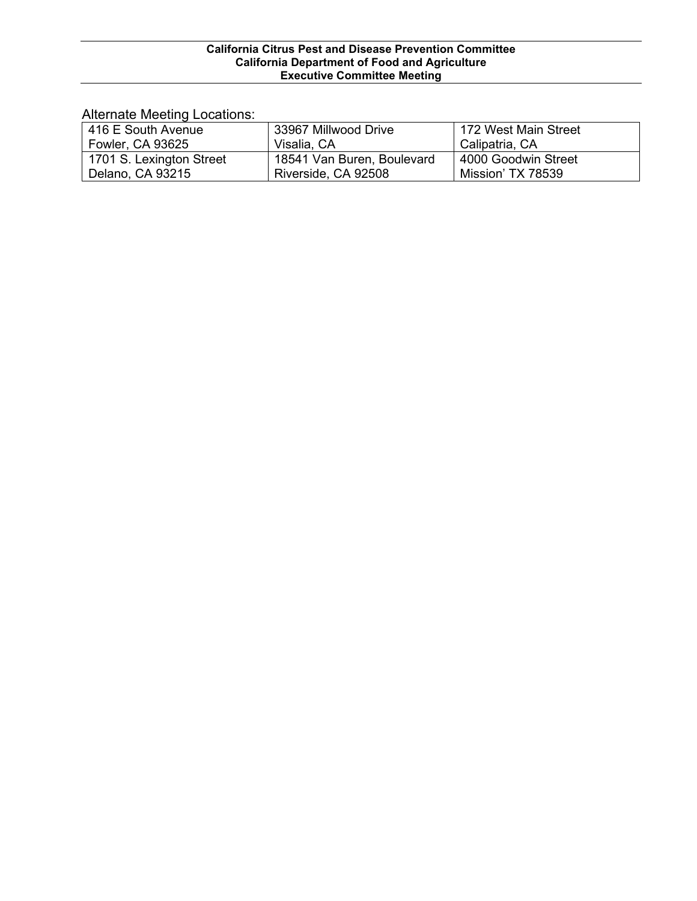Alternate Meeting Locations:

| | | |
|---|---|---|
| 416 E South Avenue<br>Fowler, CA 93625 | 33967 Millwood Drive<br>Visalia, CA | 172 West Main Street<br>Calipatria, CA |
| 1701 S. Lexington Street<br>Delano, CA 93215 | 18541 Van Buren, Boulevard<br>Riverside, CA 92508 | 4000 Goodwin Street<br>Mission' TX 78539 |